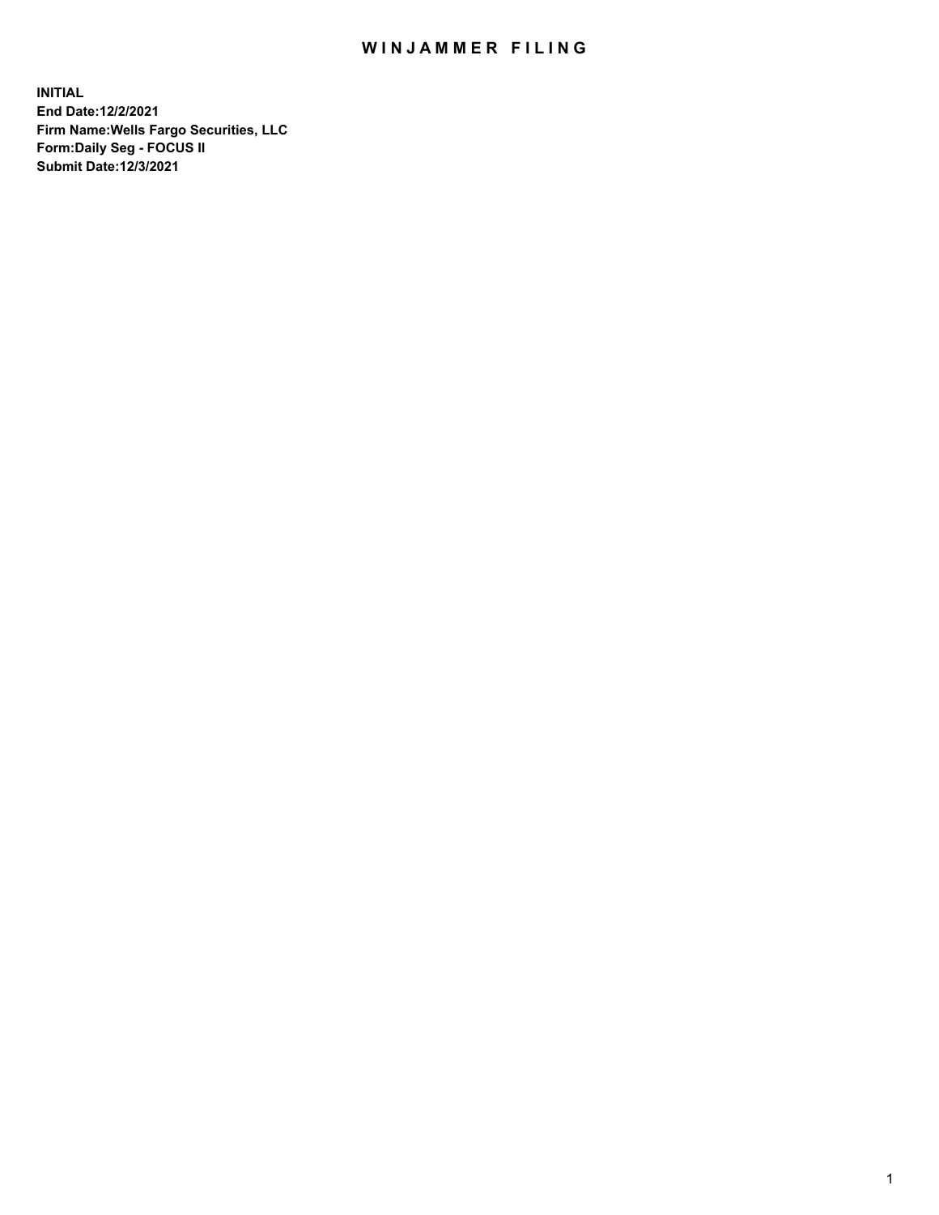# WINJAMMER FILING

**INITIAL**
**End Date:12/2/2021**
**Firm Name:Wells Fargo Securities, LLC**
**Form:Daily Seg - FOCUS II**
**Submit Date:12/3/2021**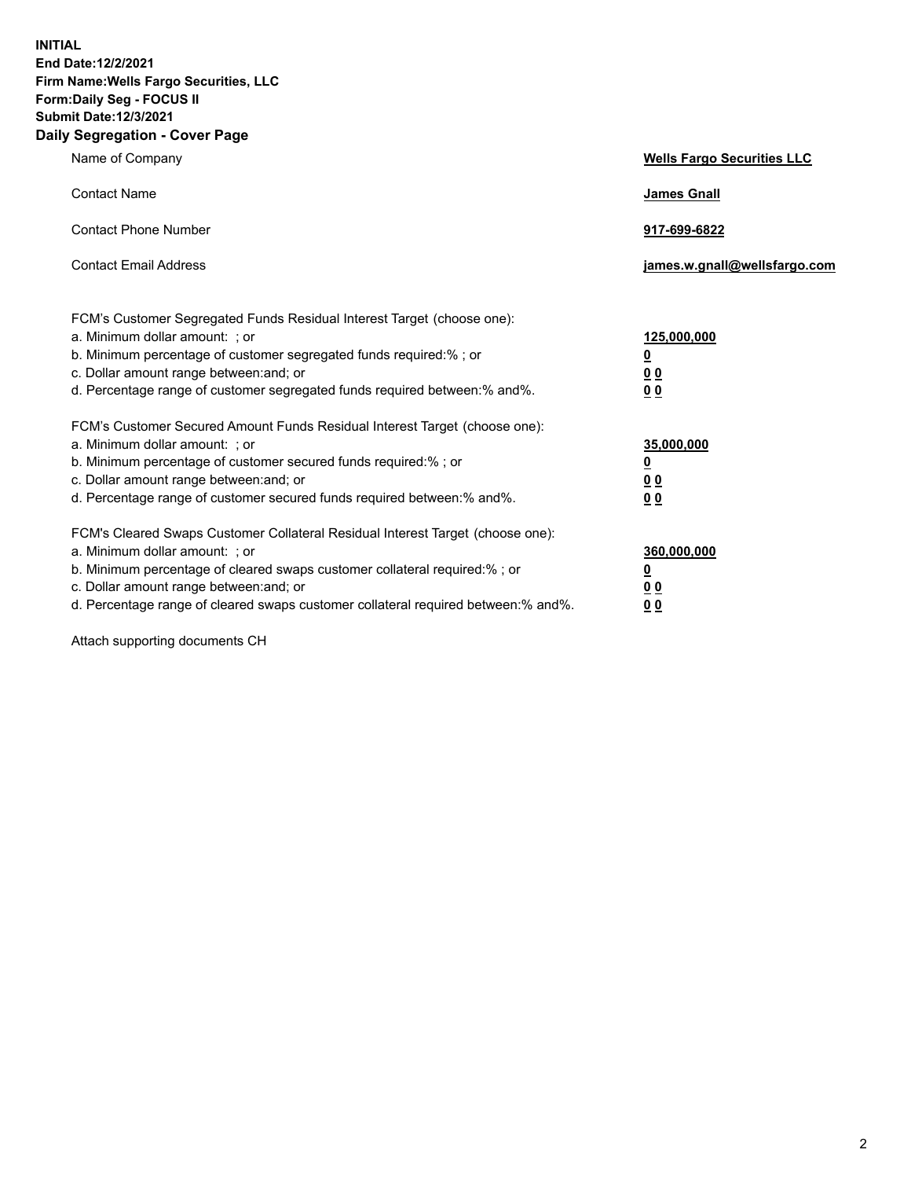**INITIAL**
**End Date:12/2/2021**
**Firm Name:Wells Fargo Securities, LLC**
**Form:Daily Seg - FOCUS II**
**Submit Date:12/3/2021**

## Daily Segregation - Cover Page

| | |
|---|---|
| Name of Company | **Wells Fargo Securities LLC** |
| Contact Name | **James Gnall** |
| Contact Phone Number | **917-699-6822** |
| Contact Email Address | **james.w.gnall@wellsfargo.com** |

| | |
|---|---|
| FCM's Customer Segregated Funds Residual Interest Target (choose one): | |
| a. Minimum dollar amount: ; or | **125,000,000** |
| b. Minimum percentage of customer segregated funds required:% ; or | **0** |
| c. Dollar amount range between:and; or | **0 0** |
| d. Percentage range of customer segregated funds required between:% and%. | **0 0** |
| FCM's Customer Secured Amount Funds Residual Interest Target (choose one): | |
| a. Minimum dollar amount: ; or | **35,000,000** |
| b. Minimum percentage of customer secured funds required:% ; or | **0** |
| c. Dollar amount range between:and; or | **0 0** |
| d. Percentage range of customer secured funds required between:% and%. | **0 0** |
| FCM's Cleared Swaps Customer Collateral Residual Interest Target (choose one): | |
| a. Minimum dollar amount: ; or | **360,000,000** |
| b. Minimum percentage of cleared swaps customer collateral required:% ; or | **0** |
| c. Dollar amount range between:and; or | **0 0** |
| d. Percentage range of cleared swaps customer collateral required between:% and%. | **0 0** |

Attach supporting documents CH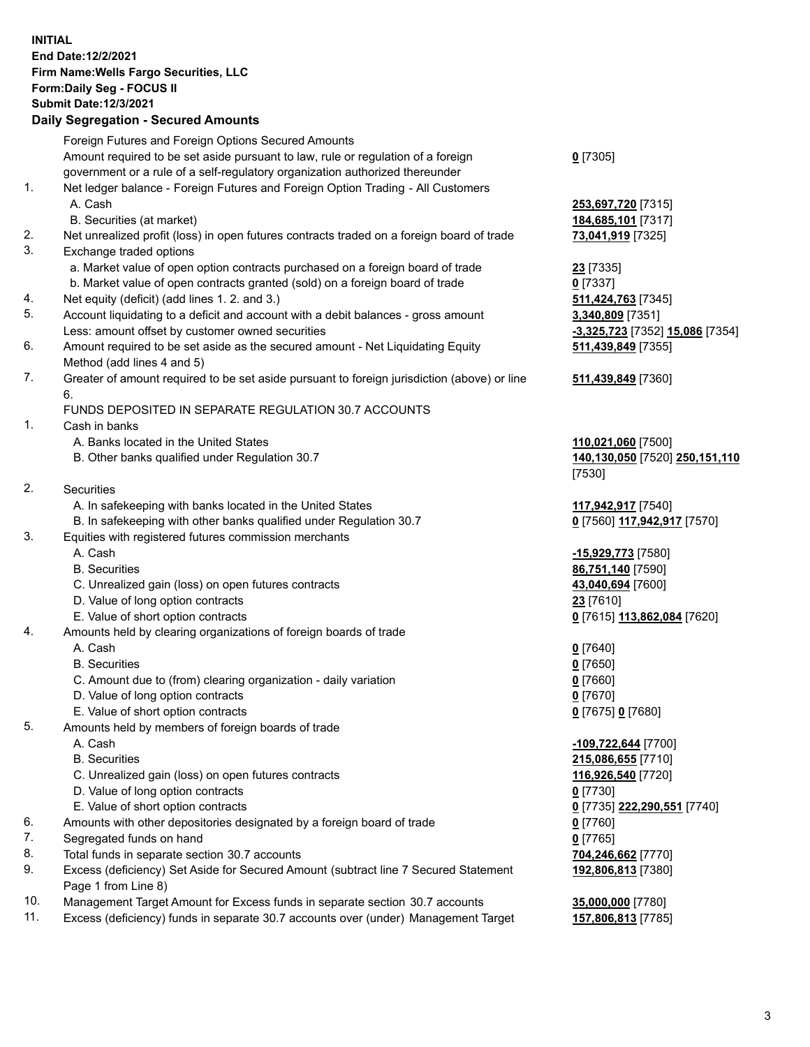**INITIAL**
**End Date:12/2/2021**
**Firm Name:Wells Fargo Securities, LLC**
**Form:Daily Seg - FOCUS II**
**Submit Date:12/3/2021**

**Daily Segregation - Secured Amounts**

| | | |
|---|---|---|
| | Foreign Futures and Foreign Options Secured Amounts | |
| | Amount required to be set aside pursuant to law, rule or regulation of a foreign government or a rule of a self-regulatory organization authorized thereunder | **0** [7305] |
| 1. | Net ledger balance - Foreign Futures and Foreign Option Trading - All Customers | |
| | A. Cash | **253,697,720** [7315] |
| | B. Securities (at market) | **184,685,101** [7317] |
| 2. | Net unrealized profit (loss) in open futures contracts traded on a foreign board of trade | **73,041,919** [7325] |
| 3. | Exchange traded options | |
| | a. Market value of open option contracts purchased on a foreign board of trade | **23** [7335] |
| | b. Market value of open contracts granted (sold) on a foreign board of trade | **0** [7337] |
| 4. | Net equity (deficit) (add lines 1. 2. and 3.) | **511,424,763** [7345] |
| 5. | Account liquidating to a deficit and account with a debit balances - gross amount | **3,340,809** [7351] |
| | Less: amount offset by customer owned securities | **-3,325,723** [7352] **15,086** [7354] |
| 6. | Amount required to be set aside as the secured amount - Net Liquidating Equity Method (add lines 4 and 5) | **511,439,849** [7355] |
| 7. | Greater of amount required to be set aside pursuant to foreign jurisdiction (above) or line 6. | **511,439,849** [7360] |
| | FUNDS DEPOSITED IN SEPARATE REGULATION 30.7 ACCOUNTS | |
| 1. | Cash in banks | |
| | A. Banks located in the United States | **110,021,060** [7500] |
| | B. Other banks qualified under Regulation 30.7 | **140,130,050** [7520] **250,151,110** [7530] |
| 2. | Securities | |
| | A. In safekeeping with banks located in the United States | **117,942,917** [7540] |
| | B. In safekeeping with other banks qualified under Regulation 30.7 | **0** [7560] **117,942,917** [7570] |
| 3. | Equities with registered futures commission merchants | |
| | A. Cash | **-15,929,773** [7580] |
| | B. Securities | **86,751,140** [7590] |
| | C. Unrealized gain (loss) on open futures contracts | **43,040,694** [7600] |
| | D. Value of long option contracts | **23** [7610] |
| | E. Value of short option contracts | **0** [7615] **113,862,084** [7620] |
| 4. | Amounts held by clearing organizations of foreign boards of trade | |
| | A. Cash | **0** [7640] |
| | B. Securities | **0** [7650] |
| | C. Amount due to (from) clearing organization - daily variation | **0** [7660] |
| | D. Value of long option contracts | **0** [7670] |
| | E. Value of short option contracts | **0** [7675] **0** [7680] |
| 5. | Amounts held by members of foreign boards of trade | |
| | A. Cash | **-109,722,644** [7700] |
| | B. Securities | **215,086,655** [7710] |
| | C. Unrealized gain (loss) on open futures contracts | **116,926,540** [7720] |
| | D. Value of long option contracts | **0** [7730] |
| | E. Value of short option contracts | **0** [7735] **222,290,551** [7740] |
| 6. | Amounts with other depositories designated by a foreign board of trade | **0** [7760] |
| 7. | Segregated funds on hand | **0** [7765] |
| 8. | Total funds in separate section 30.7 accounts | **704,246,662** [7770] |
| 9. | Excess (deficiency) Set Aside for Secured Amount (subtract line 7 Secured Statement Page 1 from Line 8) | **192,806,813** [7380] |
| 10. | Management Target Amount for Excess funds in separate section 30.7 accounts | **35,000,000** [7780] |
| 11. | Excess (deficiency) funds in separate 30.7 accounts over (under) Management Target | **157,806,813** [7785] |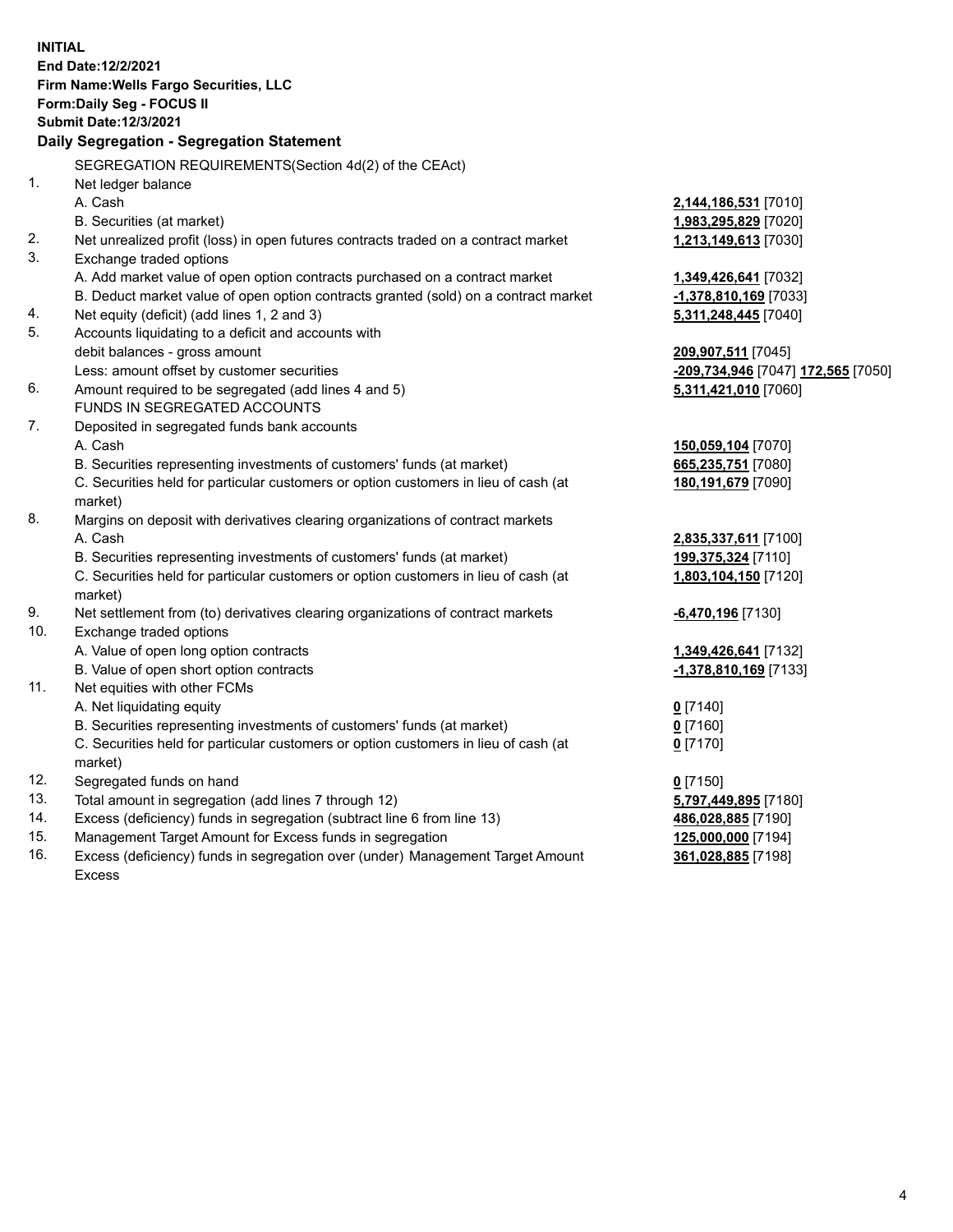**INITIAL**
**End Date:12/2/2021**
**Firm Name:Wells Fargo Securities, LLC**
**Form:Daily Seg - FOCUS II**
**Submit Date:12/3/2021**

### Daily Segregation - Segregation Statement

SEGREGATION REQUIREMENTS(Section 4d(2) of the CEAct)

| | | |
|---|---|---|
| 1. | Net ledger balance | |
| | A. Cash | **2,144,186,531** [7010] |
| | B. Securities (at market) | **1,983,295,829** [7020] |
| 2. | Net unrealized profit (loss) in open futures contracts traded on a contract market | **1,213,149,613** [7030] |
| 3. | Exchange traded options | |
| | A. Add market value of open option contracts purchased on a contract market | **1,349,426,641** [7032] |
| | B. Deduct market value of open option contracts granted (sold) on a contract market | **-1,378,810,169** [7033] |
| 4. | Net equity (deficit) (add lines 1, 2 and 3) | **5,311,248,445** [7040] |
| 5. | Accounts liquidating to a deficit and accounts with | |
| | debit balances - gross amount | **209,907,511** [7045] |
| | Less: amount offset by customer securities | **-209,734,946** [7047] **172,565** [7050] |
| 6. | Amount required to be segregated (add lines 4 and 5) | **5,311,421,010** [7060] |
| | FUNDS IN SEGREGATED ACCOUNTS | |
| 7. | Deposited in segregated funds bank accounts | |
| | A. Cash | **150,059,104** [7070] |
| | B. Securities representing investments of customers' funds (at market) | **665,235,751** [7080] |
| | C. Securities held for particular customers or option customers in lieu of cash (at market) | **180,191,679** [7090] |
| 8. | Margins on deposit with derivatives clearing organizations of contract markets | |
| | A. Cash | **2,835,337,611** [7100] |
| | B. Securities representing investments of customers' funds (at market) | **199,375,324** [7110] |
| | C. Securities held for particular customers or option customers in lieu of cash (at market) | **1,803,104,150** [7120] |
| 9. | Net settlement from (to) derivatives clearing organizations of contract markets | **-6,470,196** [7130] |
| 10. | Exchange traded options | |
| | A. Value of open long option contracts | **1,349,426,641** [7132] |
| | B. Value of open short option contracts | **-1,378,810,169** [7133] |
| 11. | Net equities with other FCMs | |
| | A. Net liquidating equity | **0** [7140] |
| | B. Securities representing investments of customers' funds (at market) | **0** [7160] |
| | C. Securities held for particular customers or option customers in lieu of cash (at market) | **0** [7170] |
| 12. | Segregated funds on hand | **0** [7150] |
| 13. | Total amount in segregation (add lines 7 through 12) | **5,797,449,895** [7180] |
| 14. | Excess (deficiency) funds in segregation (subtract line 6 from line 13) | **486,028,885** [7190] |
| 15. | Management Target Amount for Excess funds in segregation | **125,000,000** [7194] |
| 16. | Excess (deficiency) funds in segregation over (under) Management Target Amount Excess | **361,028,885** [7198] |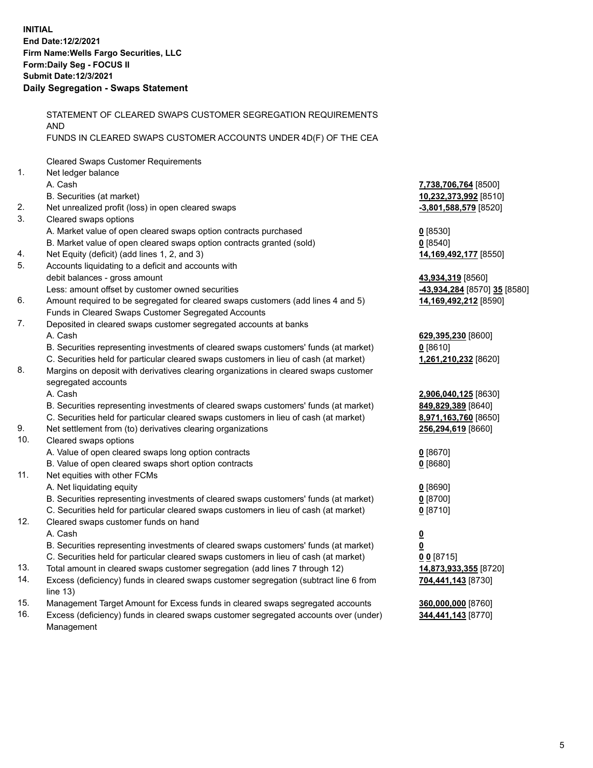**INITIAL**
**End Date:12/2/2021**
**Firm Name:Wells Fargo Securities, LLC**
**Form:Daily Seg - FOCUS II**
**Submit Date:12/3/2021**
**Daily Segregation - Swaps Statement**

STATEMENT OF CLEARED SWAPS CUSTOMER SEGREGATION REQUIREMENTS AND FUNDS IN CLEARED SWAPS CUSTOMER ACCOUNTS UNDER 4D(F) OF THE CEA

| | | |
|---|---|---|
| | Cleared Swaps Customer Requirements | |
| 1. | Net ledger balance | |
| | A. Cash | **7,738,706,764** [8500] |
| | B. Securities (at market) | **10,232,373,992** [8510] |
| 2. | Net unrealized profit (loss) in open cleared swaps | **-3,801,588,579** [8520] |
| 3. | Cleared swaps options | |
| | A. Market value of open cleared swaps option contracts purchased | **0** [8530] |
| | B. Market value of open cleared swaps option contracts granted (sold) | **0** [8540] |
| 4. | Net Equity (deficit) (add lines 1, 2, and 3) | **14,169,492,177** [8550] |
| 5. | Accounts liquidating to a deficit and accounts with debit balances - gross amount | **43,934,319** [8560] |
| | Less: amount offset by customer owned securities | **-43,934,284** [8570] **35** [8580] |
| 6. | Amount required to be segregated for cleared swaps customers (add lines 4 and 5) | **14,169,492,212** [8590] |
| | Funds in Cleared Swaps Customer Segregated Accounts | |
| 7. | Deposited in cleared swaps customer segregated accounts at banks | |
| | A. Cash | **629,395,230** [8600] |
| | B. Securities representing investments of cleared swaps customers' funds (at market) | **0** [8610] |
| | C. Securities held for particular cleared swaps customers in lieu of cash (at market) | **1,261,210,232** [8620] |
| 8. | Margins on deposit with derivatives clearing organizations in cleared swaps customer segregated accounts | |
| | A. Cash | **2,906,040,125** [8630] |
| | B. Securities representing investments of cleared swaps customers' funds (at market) | **849,829,389** [8640] |
| | C. Securities held for particular cleared swaps customers in lieu of cash (at market) | **8,971,163,760** [8650] |
| 9. | Net settlement from (to) derivatives clearing organizations | **256,294,619** [8660] |
| 10. | Cleared swaps options | |
| | A. Value of open cleared swaps long option contracts | **0** [8670] |
| | B. Value of open cleared swaps short option contracts | **0** [8680] |
| 11. | Net equities with other FCMs | |
| | A. Net liquidating equity | **0** [8690] |
| | B. Securities representing investments of cleared swaps customers' funds (at market) | **0** [8700] |
| | C. Securities held for particular cleared swaps customers in lieu of cash (at market) | **0** [8710] |
| 12. | Cleared swaps customer funds on hand | |
| | A. Cash | **0** |
| | B. Securities representing investments of cleared swaps customers' funds (at market) | **0** |
| | C. Securities held for particular cleared swaps customers in lieu of cash (at market) | **0** **0** [8715] |
| 13. | Total amount in cleared swaps customer segregation (add lines 7 through 12) | **14,873,933,355** [8720] |
| 14. | Excess (deficiency) funds in cleared swaps customer segregation (subtract line 6 from line 13) | **704,441,143** [8730] |
| 15. | Management Target Amount for Excess funds in cleared swaps segregated accounts | **360,000,000** [8760] |
| 16. | Excess (deficiency) funds in cleared swaps customer segregated accounts over (under) Management | **344,441,143** [8770] |